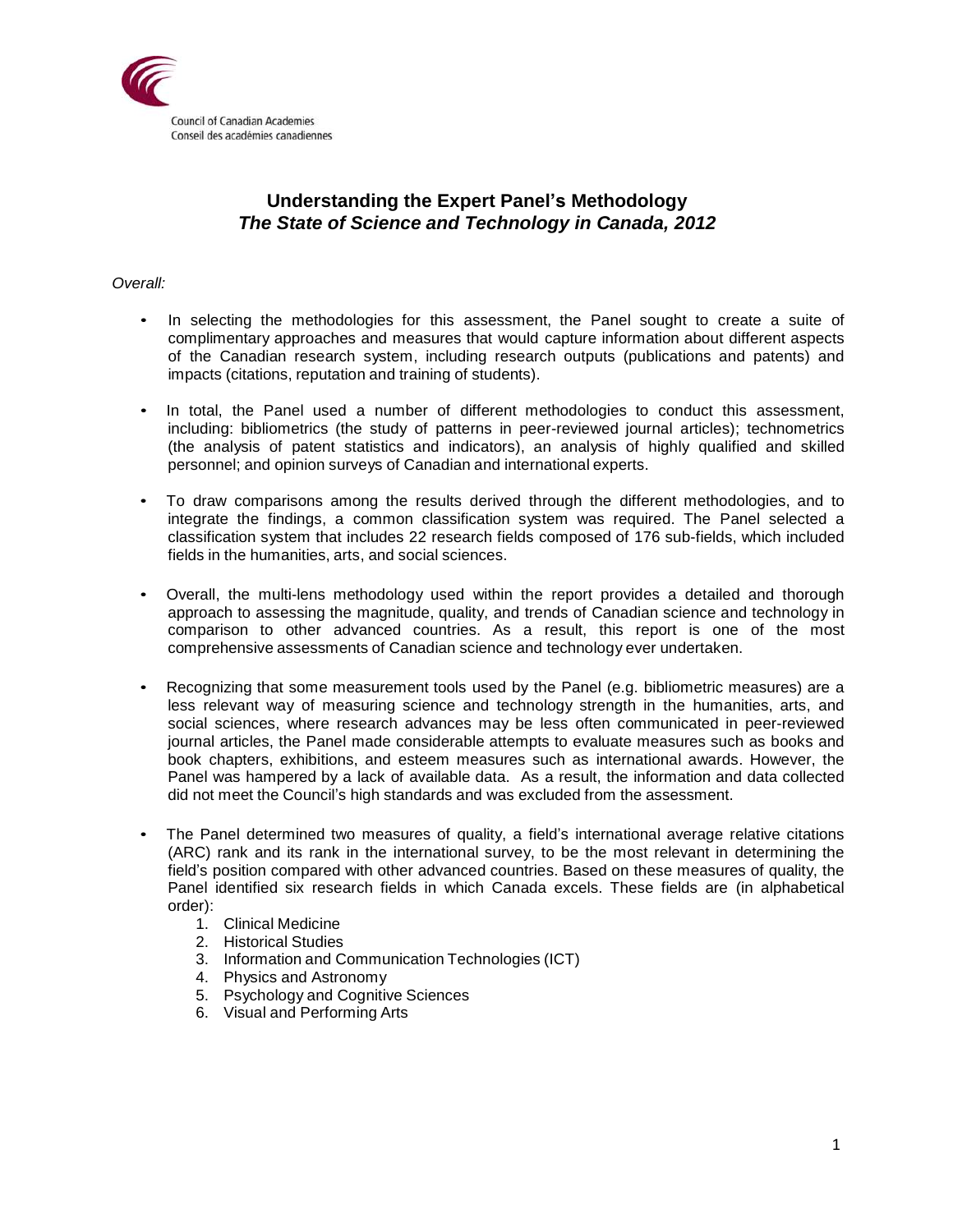Council of Canadian Academies
Conseil des académies canadiennes

# Understanding the Expert Panel's Methodology
## *The State of Science and Technology in Canada, 2012*

*Overall:*

- In selecting the methodologies for this assessment, the Panel sought to create a suite of complimentary approaches and measures that would capture information about different aspects of the Canadian research system, including research outputs (publications and patents) and impacts (citations, reputation and training of students).

- In total, the Panel used a number of different methodologies to conduct this assessment, including: bibliometrics (the study of patterns in peer-reviewed journal articles); technometrics (the analysis of patent statistics and indicators), an analysis of highly qualified and skilled personnel; and opinion surveys of Canadian and international experts.

- To draw comparisons among the results derived through the different methodologies, and to integrate the findings, a common classification system was required. The Panel selected a classification system that includes 22 research fields composed of 176 sub-fields, which included fields in the humanities, arts, and social sciences.

- Overall, the multi-lens methodology used within the report provides a detailed and thorough approach to assessing the magnitude, quality, and trends of Canadian science and technology in comparison to other advanced countries. As a result, this report is one of the most comprehensive assessments of Canadian science and technology ever undertaken.

- Recognizing that some measurement tools used by the Panel (e.g. bibliometric measures) are a less relevant way of measuring science and technology strength in the humanities, arts, and social sciences, where research advances may be less often communicated in peer-reviewed journal articles, the Panel made considerable attempts to evaluate measures such as books and book chapters, exhibitions, and esteem measures such as international awards. However, the Panel was hampered by a lack of available data. As a result, the information and data collected did not meet the Council's high standards and was excluded from the assessment.

- The Panel determined two measures of quality, a field's international average relative citations (ARC) rank and its rank in the international survey, to be the most relevant in determining the field's position compared with other advanced countries. Based on these measures of quality, the Panel identified six research fields in which Canada excels. These fields are (in alphabetical order):
  1. Clinical Medicine
  2. Historical Studies
  3. Information and Communication Technologies (ICT)
  4. Physics and Astronomy
  5. Psychology and Cognitive Sciences
  6. Visual and Performing Arts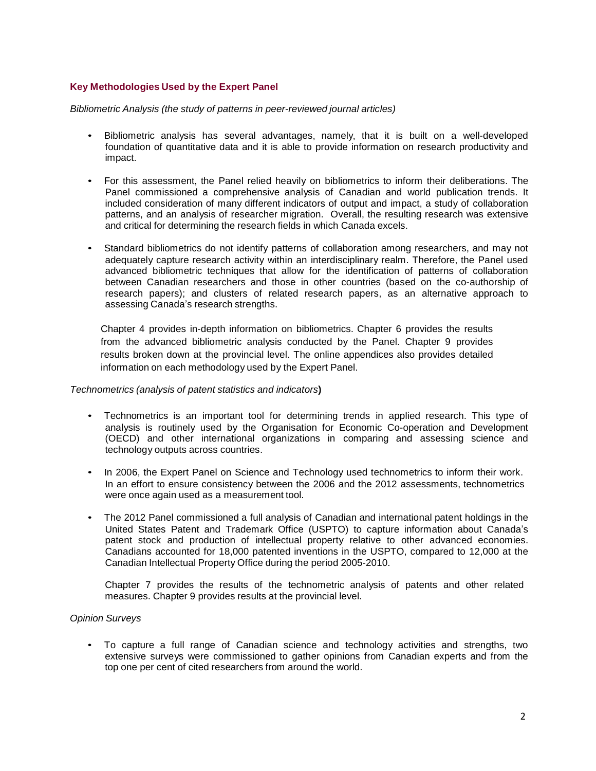## Key Methodologies Used by the Expert Panel

*Bibliometric Analysis (the study of patterns in peer-reviewed journal articles)*

- Bibliometric analysis has several advantages, namely, that it is built on a well-developed foundation of quantitative data and it is able to provide information on research productivity and impact.

- For this assessment, the Panel relied heavily on bibliometrics to inform their deliberations. The Panel commissioned a comprehensive analysis of Canadian and world publication trends. It included consideration of many different indicators of output and impact, a study of collaboration patterns, and an analysis of researcher migration. Overall, the resulting research was extensive and critical for determining the research fields in which Canada excels.

- Standard bibliometrics do not identify patterns of collaboration among researchers, and may not adequately capture research activity within an interdisciplinary realm. Therefore, the Panel used advanced bibliometric techniques that allow for the identification of patterns of collaboration between Canadian researchers and those in other countries (based on the co-authorship of research papers); and clusters of related research papers, as an alternative approach to assessing Canada's research strengths.

Chapter 4 provides in-depth information on bibliometrics. Chapter 6 provides the results from the advanced bibliometric analysis conducted by the Panel. Chapter 9 provides results broken down at the provincial level. The online appendices also provides detailed information on each methodology used by the Expert Panel.

*Technometrics (analysis of patent statistics and indicators*)

- Technometrics is an important tool for determining trends in applied research. This type of analysis is routinely used by the Organisation for Economic Co-operation and Development (OECD) and other international organizations in comparing and assessing science and technology outputs across countries.

- In 2006, the Expert Panel on Science and Technology used technometrics to inform their work. In an effort to ensure consistency between the 2006 and the 2012 assessments, technometrics were once again used as a measurement tool.

- The 2012 Panel commissioned a full analysis of Canadian and international patent holdings in the United States Patent and Trademark Office (USPTO) to capture information about Canada's patent stock and production of intellectual property relative to other advanced economies. Canadians accounted for 18,000 patented inventions in the USPTO, compared to 12,000 at the Canadian Intellectual Property Office during the period 2005-2010.

  Chapter 7 provides the results of the technometric analysis of patents and other related measures. Chapter 9 provides results at the provincial level.

*Opinion Surveys*

- To capture a full range of Canadian science and technology activities and strengths, two extensive surveys were commissioned to gather opinions from Canadian experts and from the top one per cent of cited researchers from around the world.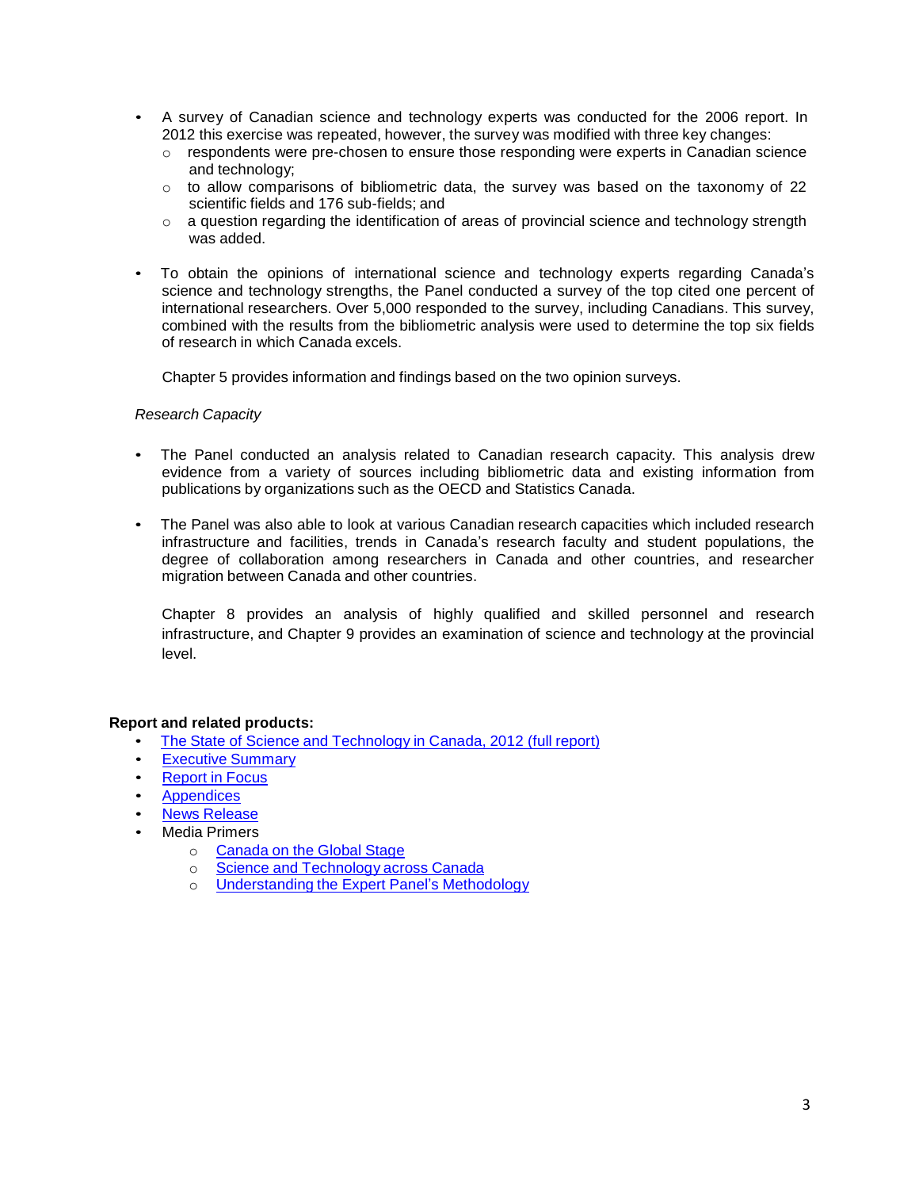- A survey of Canadian science and technology experts was conducted for the 2006 report. In 2012 this exercise was repeated, however, the survey was modified with three key changes:
  - respondents were pre-chosen to ensure those responding were experts in Canadian science and technology;
  - to allow comparisons of bibliometric data, the survey was based on the taxonomy of 22 scientific fields and 176 sub-fields; and
  - a question regarding the identification of areas of provincial science and technology strength was added.

- To obtain the opinions of international science and technology experts regarding Canada's science and technology strengths, the Panel conducted a survey of the top cited one percent of international researchers. Over 5,000 responded to the survey, including Canadians. This survey, combined with the results from the bibliometric analysis were used to determine the top six fields of research in which Canada excels.

  Chapter 5 provides information and findings based on the two opinion surveys.

*Research Capacity*

- The Panel conducted an analysis related to Canadian research capacity. This analysis drew evidence from a variety of sources including bibliometric data and existing information from publications by organizations such as the OECD and Statistics Canada.

- The Panel was also able to look at various Canadian research capacities which included research infrastructure and facilities, trends in Canada's research faculty and student populations, the degree of collaboration among researchers in Canada and other countries, and researcher migration between Canada and other countries.

  Chapter 8 provides an analysis of highly qualified and skilled personnel and research infrastructure, and Chapter 9 provides an examination of science and technology at the provincial level.

**Report and related products:**

- The State of Science and Technology in Canada, 2012 (full report)
- Executive Summary
- Report in Focus
- Appendices
- News Release
- Media Primers
  - Canada on the Global Stage
  - Science and Technology across Canada
  - Understanding the Expert Panel's Methodology